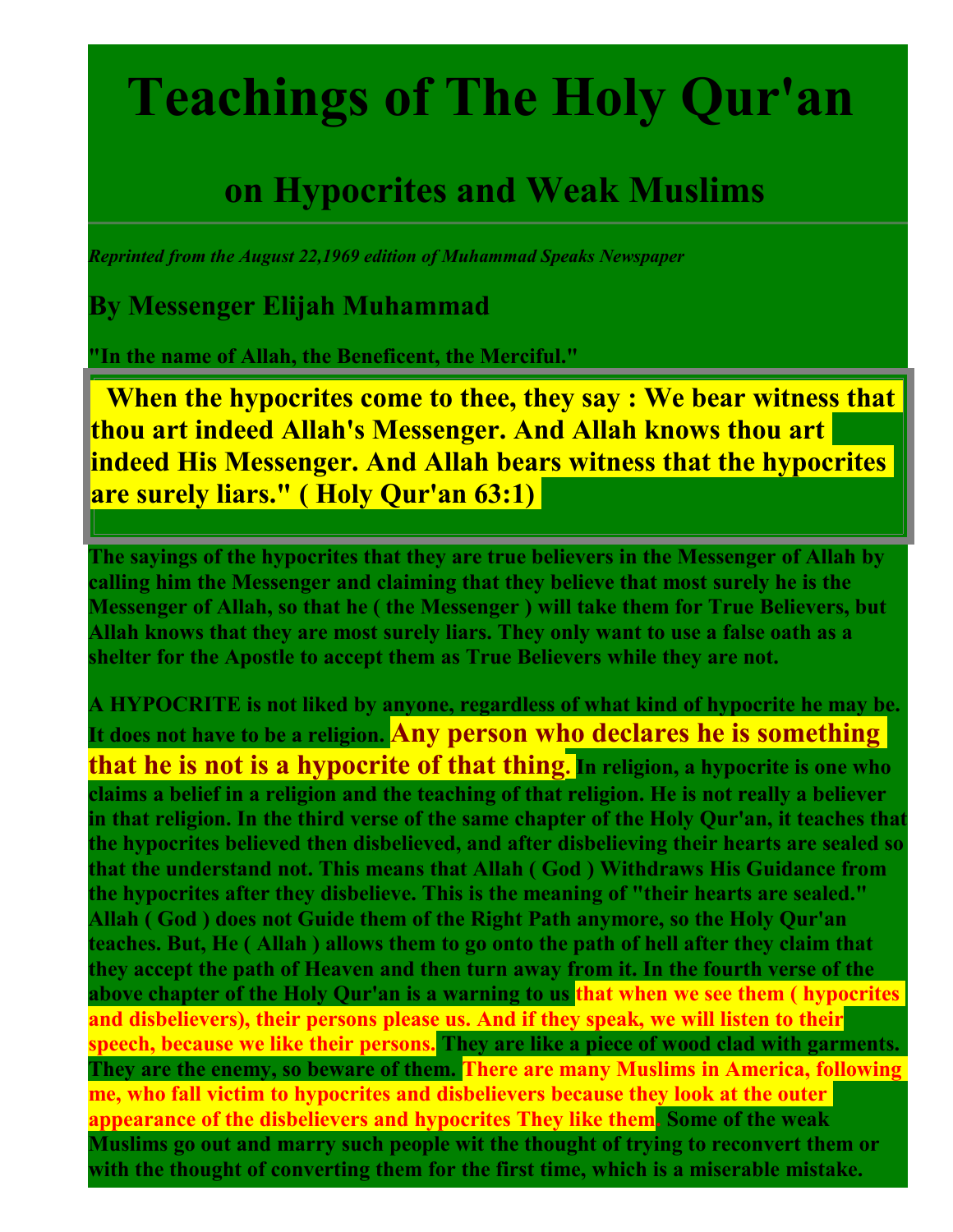# Teachings of The Holy Qur'an

## on Hypocrites and Weak Muslims

*Reprinted from the August 22,1969 edition of Muhammad Speaks Newspaper*

### By Messenger Elijah Muhammad

**"In the name of Allah, the Beneficent, the Merciful."**

> **When the hypocrites come to thee, they say : We bear witness that thou art indeed Allah's Messenger. And Allah knows thou art indeed His Messenger. And Allah bears witness that the hypocrites are surely liars." ( Holy Qur'an 63:1)**

**The sayings of the hypocrites that they are true believers in the Messenger of Allah by calling him the Messenger and claiming that they believe that most surely he is the Messenger of Allah, so that he ( the Messenger ) will take them for True Believers, but Allah knows that they are most surely liars. They only want to use a false oath as a shelter for the Apostle to accept them as True Believers while they are not.**

**A HYPOCRITE is not liked by anyone, regardless of what kind of hypocrite he may be. It does not have to be a religion. Any person who declares he is something that he is not is a hypocrite of that thing. In religion, a hypocrite is one who claims a belief in a religion and the teaching of that religion. He is not really a believer in that religion. In the third verse of the same chapter of the Holy Qur'an, it teaches that the hypocrites believed then disbelieved, and after disbelieving their hearts are sealed so that the understand not. This means that Allah ( God ) Withdraws His Guidance from the hypocrites after they disbelieve. This is the meaning of "their hearts are sealed." Allah ( God ) does not Guide them of the Right Path anymore, so the Holy Qur'an teaches. But, He ( Allah ) allows them to go onto the path of hell after they claim that they accept the path of Heaven and then turn away from it. In the fourth verse of the above chapter of the Holy Qur'an is a warning to us that when we see them ( hypocrites and disbelievers), their persons please us. And if they speak, we will listen to their speech, because we like their persons. They are like a piece of wood clad with garments. They are the enemy, so beware of them. There are many Muslims in America, following me, who fall victim to hypocrites and disbelievers because they look at the outer appearance of the disbelievers and hypocrites They like them. Some of the weak Muslims go out and marry such people wit the thought of trying to reconvert them or with the thought of converting them for the first time, which is a miserable mistake.**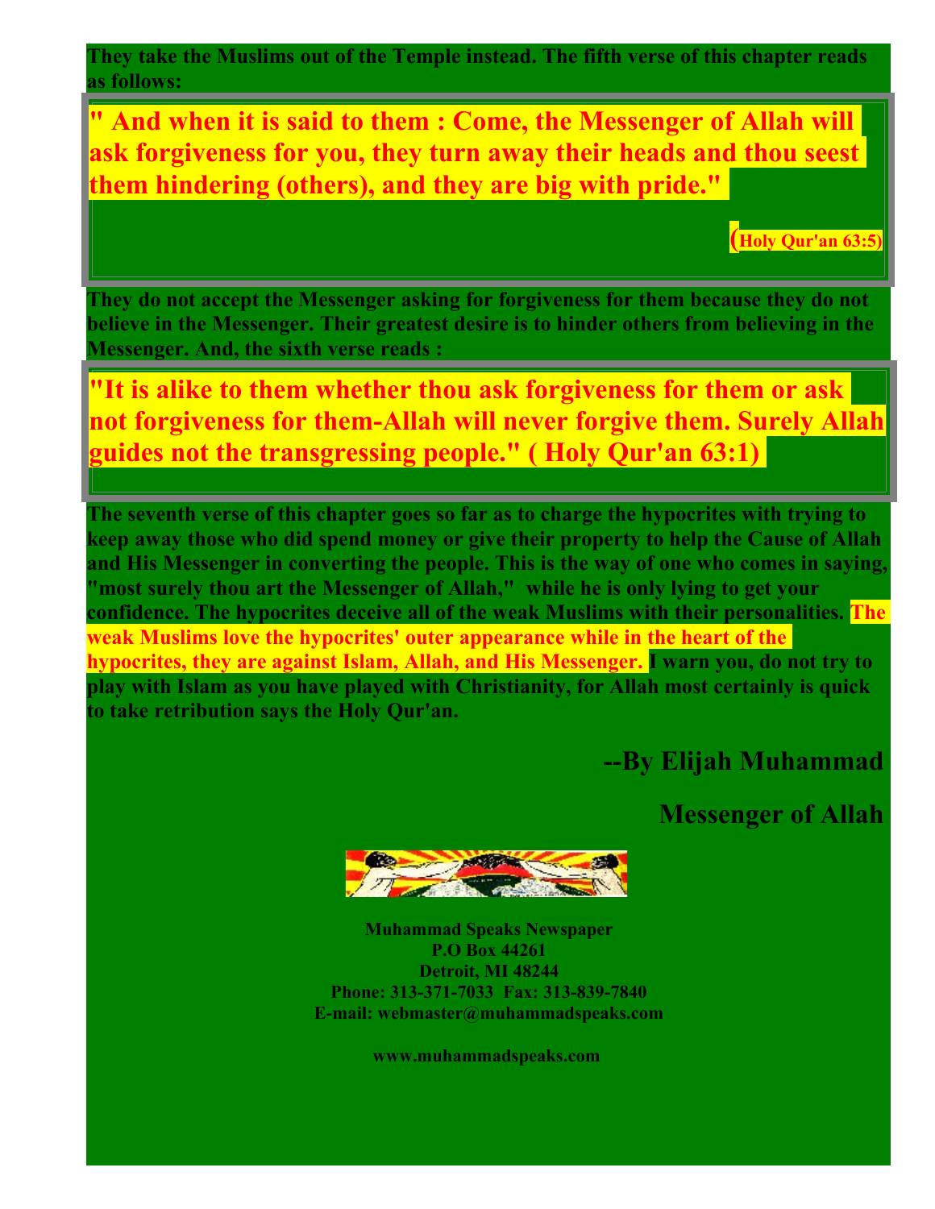They take the Muslims out of the Temple instead. The fifth verse of this chapter reads as follows:

> **" And when it is said to them : Come, the Messenger of Allah will ask forgiveness for you, they turn away their heads and thou seest them hindering (others), and they are big with pride."**
>
> **(Holy Qur'an 63:5)**

They do not accept the Messenger asking for forgiveness for them because they do not believe in the Messenger. Their greatest desire is to hinder others from believing in the Messenger. And, the sixth verse reads :

> **"It is alike to them whether thou ask forgiveness for them or ask not forgiveness for them-Allah will never forgive them. Surely Allah guides not the transgressing people." ( Holy Qur'an 63:1)**

The seventh verse of this chapter goes so far as to charge the hypocrites with trying to keep away those who did spend money or give their property to help the Cause of Allah and His Messenger in converting the people. This is the way of one who comes in saying, "most surely thou art the Messenger of Allah," while he is only lying to get your confidence. The hypocrites deceive all of the weak Muslims with their personalities. The weak Muslims love the hypocrites' outer appearance while in the heart of the hypocrites, they are against Islam, Allah, and His Messenger. I warn you, do not try to play with Islam as you have played with Christianity, for Allah most certainly is quick to take retribution says the Holy Qur'an.

**--By Elijah Muhammad**

**Messenger of Allah**

Muhammad Speaks Newspaper
P.O Box 44261
Detroit, MI 48244
Phone: 313-371-7033 Fax: 313-839-7840
E-mail: webmaster@muhammadspeaks.com

www.muhammadspeaks.com